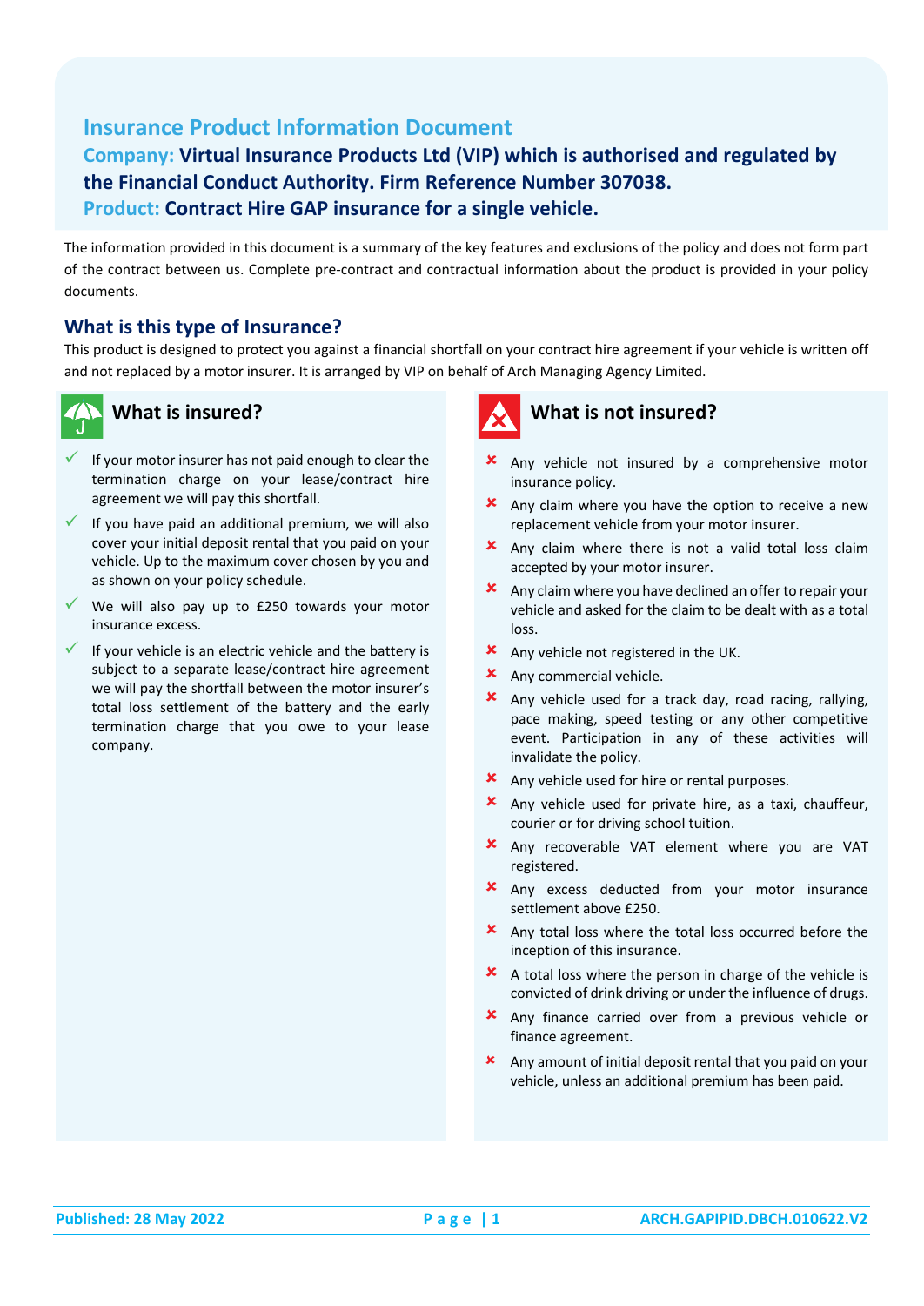# Insurance Product Information Document

**Company: Virtual Insurance Products Ltd (VIP) which is authorised and regulated by the Financial Conduct Authority. Firm Reference Number 307038.**

**Product: Contract Hire GAP insurance for a single vehicle.**

The information provided in this document is a summary of the key features and exclusions of the policy and does not form part of the contract between us. Complete pre-contract and contractual information about the product is provided in your policy documents.

## What is this type of Insurance?

This product is designed to protect you against a financial shortfall on your contract hire agreement if your vehicle is written off and not replaced by a motor insurer. It is arranged by VIP on behalf of Arch Managing Agency Limited.

## What is insured?

- ✓ If your motor insurer has not paid enough to clear the termination charge on your lease/contract hire agreement we will pay this shortfall.
- ✓ If you have paid an additional premium, we will also cover your initial deposit rental that you paid on your vehicle. Up to the maximum cover chosen by you and as shown on your policy schedule.
- ✓ We will also pay up to £250 towards your motor insurance excess.
- ✓ If your vehicle is an electric vehicle and the battery is subject to a separate lease/contract hire agreement we will pay the shortfall between the motor insurer's total loss settlement of the battery and the early termination charge that you owe to your lease company.

## What is not insured?

- ✗ Any vehicle not insured by a comprehensive motor insurance policy.
- ✗ Any claim where you have the option to receive a new replacement vehicle from your motor insurer.
- ✗ Any claim where there is not a valid total loss claim accepted by your motor insurer.
- ✗ Any claim where you have declined an offer to repair your vehicle and asked for the claim to be dealt with as a total loss.
- ✗ Any vehicle not registered in the UK.
- ✗ Any commercial vehicle.
- ✗ Any vehicle used for a track day, road racing, rallying, pace making, speed testing or any other competitive event. Participation in any of these activities will invalidate the policy.
- ✗ Any vehicle used for hire or rental purposes.
- ✗ Any vehicle used for private hire, as a taxi, chauffeur, courier or for driving school tuition.
- ✗ Any recoverable VAT element where you are VAT registered.
- ✗ Any excess deducted from your motor insurance settlement above £250.
- ✗ Any total loss where the total loss occurred before the inception of this insurance.
- ✗ A total loss where the person in charge of the vehicle is convicted of drink driving or under the influence of drugs.
- ✗ Any finance carried over from a previous vehicle or finance agreement.
- ✗ Any amount of initial deposit rental that you paid on your vehicle, unless an additional premium has been paid.

Published: 28 May 2022 ARCH.GAPIPID.DBCH.010622.V2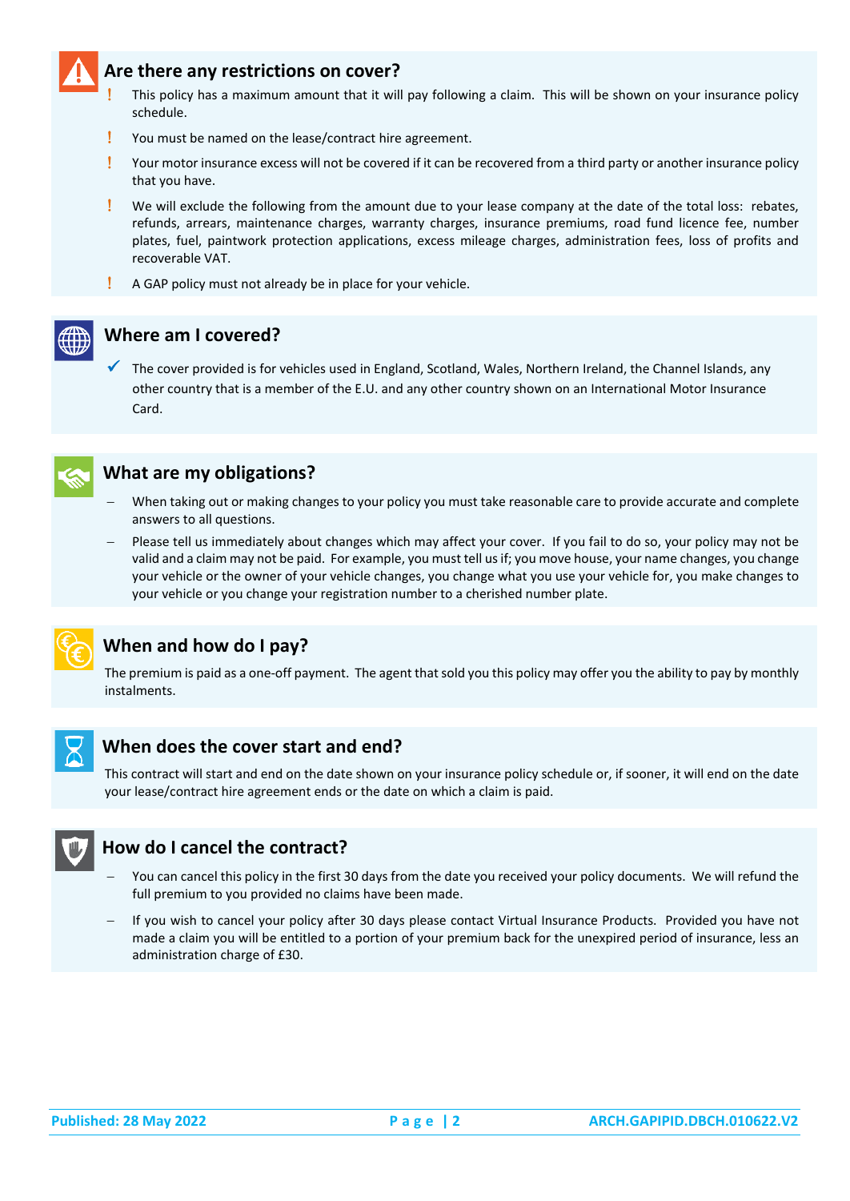## Are there any restrictions on cover?

- ! This policy has a maximum amount that it will pay following a claim. This will be shown on your insurance policy schedule.
- ! You must be named on the lease/contract hire agreement.
- ! Your motor insurance excess will not be covered if it can be recovered from a third party or another insurance policy that you have.
- ! We will exclude the following from the amount due to your lease company at the date of the total loss: rebates, refunds, arrears, maintenance charges, warranty charges, insurance premiums, road fund licence fee, number plates, fuel, paintwork protection applications, excess mileage charges, administration fees, loss of profits and recoverable VAT.
- ! A GAP policy must not already be in place for your vehicle.

## Where am I covered?

- ✓ The cover provided is for vehicles used in England, Scotland, Wales, Northern Ireland, the Channel Islands, any other country that is a member of the E.U. and any other country shown on an International Motor Insurance Card.

## What are my obligations?

- When taking out or making changes to your policy you must take reasonable care to provide accurate and complete answers to all questions.
- Please tell us immediately about changes which may affect your cover. If you fail to do so, your policy may not be valid and a claim may not be paid. For example, you must tell us if; you move house, your name changes, you change your vehicle or the owner of your vehicle changes, you change what you use your vehicle for, you make changes to your vehicle or you change your registration number to a cherished number plate.

## When and how do I pay?

The premium is paid as a one-off payment. The agent that sold you this policy may offer you the ability to pay by monthly instalments.

## When does the cover start and end?

This contract will start and end on the date shown on your insurance policy schedule or, if sooner, it will end on the date your lease/contract hire agreement ends or the date on which a claim is paid.

## How do I cancel the contract?

- You can cancel this policy in the first 30 days from the date you received your policy documents. We will refund the full premium to you provided no claims have been made.
- If you wish to cancel your policy after 30 days please contact Virtual Insurance Products. Provided you have not made a claim you will be entitled to a portion of your premium back for the unexpired period of insurance, less an administration charge of £30.

Published: 28 May 2022 ARCH.GAPIPID.DBCH.010622.V2